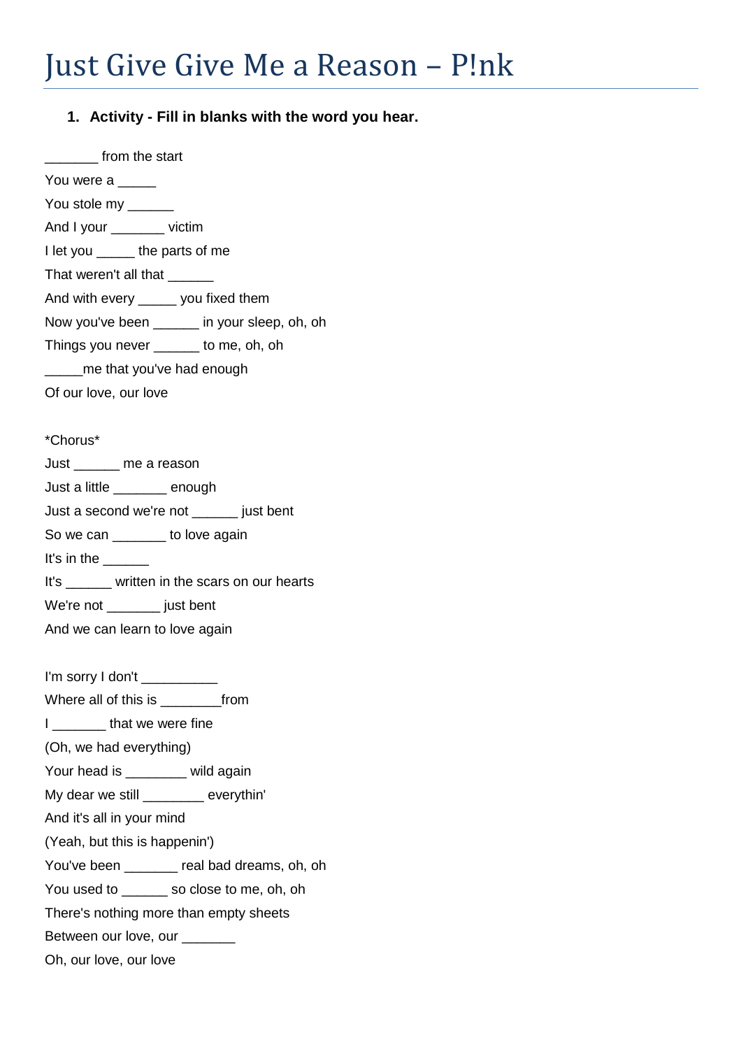# Just Give Give Me a Reason – P!nk

1. **Activity - Fill in blanks with the word you hear.**

_______ from the start

You were a _____

You stole my ______

And I your _______ victim

I let you _____ the parts of me

That weren't all that ______

And with every _____ you fixed them

Now you've been ______ in your sleep, oh, oh

Things you never ______ to me, oh, oh

_____me that you've had enough

Of our love, our love

*Chorus*

Just ______ me a reason

Just a little _______ enough

Just a second we're not ______ just bent

So we can _______ to love again

It's in the ______

It's ______ written in the scars on our hearts

We're not _______ just bent

And we can learn to love again

I'm sorry I don't __________

Where all of this is ________from

I _______ that we were fine

(Oh, we had everything)

Your head is ________ wild again

My dear we still ________ everythin'

And it's all in your mind

(Yeah, but this is happenin')

You've been _______ real bad dreams, oh, oh

You used to ______ so close to me, oh, oh

There's nothing more than empty sheets

Between our love, our _______

Oh, our love, our love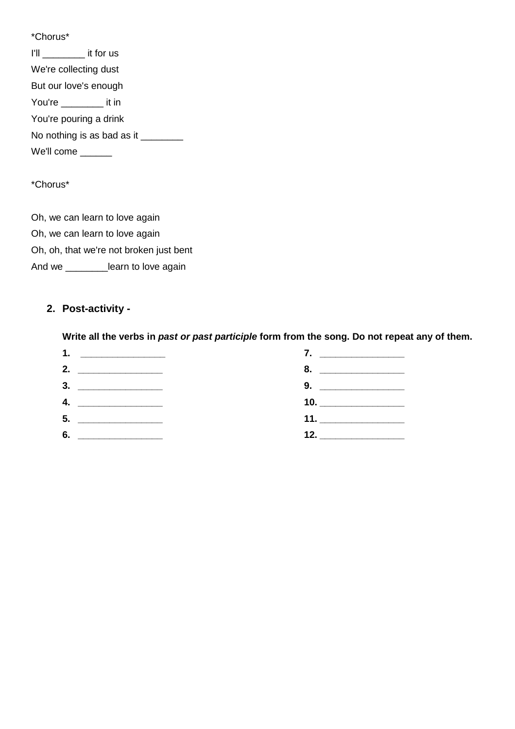*Chorus*

I'll ________ it for us

We're collecting dust

But our love's enough

You're ________ it in

You're pouring a drink

No nothing is as bad as it ________

We'll come ______

*Chorus*

Oh, we can learn to love again

Oh, we can learn to love again

Oh, oh, that we're not broken just bent

And we ________learn to love again

2. **Post-activity -**

**Write all the verbs in *past or past participle* form from the song. Do not repeat any of them.**

**1.** ________________

**2.** ________________

**3.** ________________

**4.** ________________

**5.** ________________

**6.** ________________

**7.** ________________

**8.** ________________

**9.** ________________

**10.** ________________

**11.** ________________

**12.** ________________